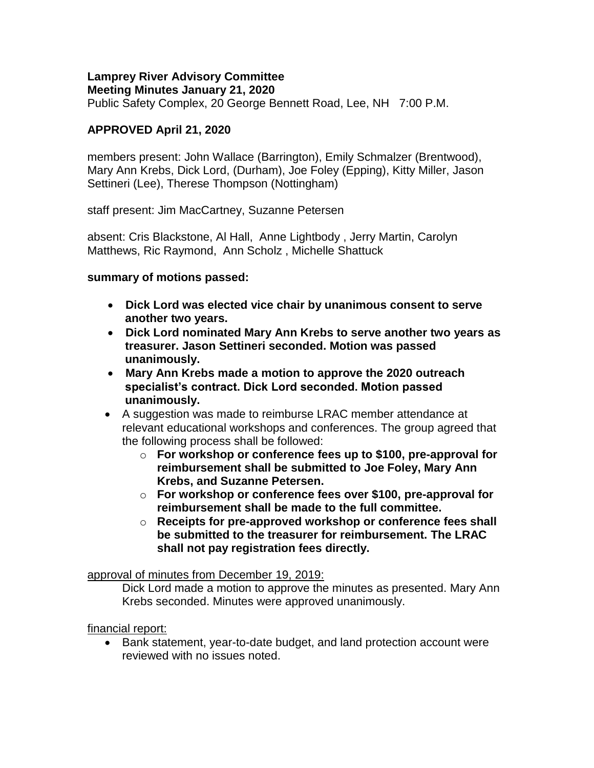**Lamprey River Advisory Committee**
**Meeting Minutes January 21, 2020**
Public Safety Complex, 20 George Bennett Road, Lee, NH 7:00 P.M.

**APPROVED April 21, 2020**

members present: John Wallace (Barrington), Emily Schmalzer (Brentwood), Mary Ann Krebs, Dick Lord, (Durham), Joe Foley (Epping), Kitty Miller, Jason Settineri (Lee), Therese Thompson (Nottingham)

staff present: Jim MacCartney, Suzanne Petersen

absent: Cris Blackstone, Al Hall, Anne Lightbody , Jerry Martin, Carolyn Matthews, Ric Raymond, Ann Scholz , Michelle Shattuck

**summary of motions passed:**

- **Dick Lord was elected vice chair by unanimous consent to serve another two years.**
- **Dick Lord nominated Mary Ann Krebs to serve another two years as treasurer. Jason Settineri seconded. Motion was passed unanimously.**
- **Mary Ann Krebs made a motion to approve the 2020 outreach specialist's contract. Dick Lord seconded. Motion passed unanimously.**
- A suggestion was made to reimburse LRAC member attendance at relevant educational workshops and conferences. The group agreed that the following process shall be followed:
  - **For workshop or conference fees up to $100, pre-approval for reimbursement shall be submitted to Joe Foley, Mary Ann Krebs, and Suzanne Petersen.**
  - **For workshop or conference fees over $100, pre-approval for reimbursement shall be made to the full committee.**
  - **Receipts for pre-approved workshop or conference fees shall be submitted to the treasurer for reimbursement. The LRAC shall not pay registration fees directly.**

<u>approval of minutes from December 19, 2019:</u>

Dick Lord made a motion to approve the minutes as presented. Mary Ann Krebs seconded. Minutes were approved unanimously.

<u>financial report:</u>

- Bank statement, year-to-date budget, and land protection account were reviewed with no issues noted.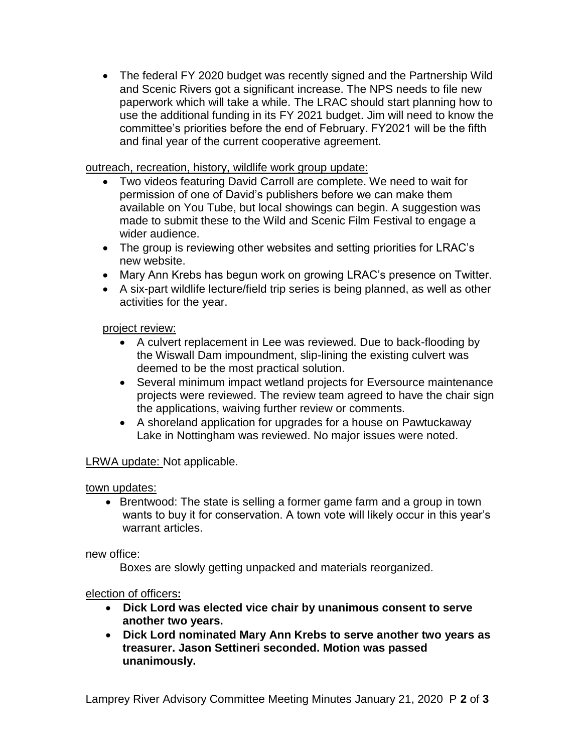- The federal FY 2020 budget was recently signed and the Partnership Wild and Scenic Rivers got a significant increase. The NPS needs to file new paperwork which will take a while. The LRAC should start planning how to use the additional funding in its FY 2021 budget. Jim will need to know the committee's priorities before the end of February. FY2021 will be the fifth and final year of the current cooperative agreement.

<u>outreach, recreation, history, wildlife work group update:</u>

- Two videos featuring David Carroll are complete. We need to wait for permission of one of David's publishers before we can make them available on You Tube, but local showings can begin. A suggestion was made to submit these to the Wild and Scenic Film Festival to engage a wider audience.
- The group is reviewing other websites and setting priorities for LRAC's new website.
- Mary Ann Krebs has begun work on growing LRAC's presence on Twitter.
- A six-part wildlife lecture/field trip series is being planned, as well as other activities for the year.

<u>project review:</u>

- A culvert replacement in Lee was reviewed. Due to back-flooding by the Wiswall Dam impoundment, slip-lining the existing culvert was deemed to be the most practical solution.
- Several minimum impact wetland projects for Eversource maintenance projects were reviewed. The review team agreed to have the chair sign the applications, waiving further review or comments.
- A shoreland application for upgrades for a house on Pawtuckaway Lake in Nottingham was reviewed. No major issues were noted.

<u>LRWA update:</u> Not applicable.

<u>town updates:</u>

- Brentwood: The state is selling a former game farm and a group in town wants to buy it for conservation. A town vote will likely occur in this year's warrant articles.

<u>new office:</u>

Boxes are slowly getting unpacked and materials reorganized.

<u>election of officers</u>**:**

- **Dick Lord was elected vice chair by unanimous consent to serve another two years.**
- **Dick Lord nominated Mary Ann Krebs to serve another two years as treasurer. Jason Settineri seconded. Motion was passed unanimously.**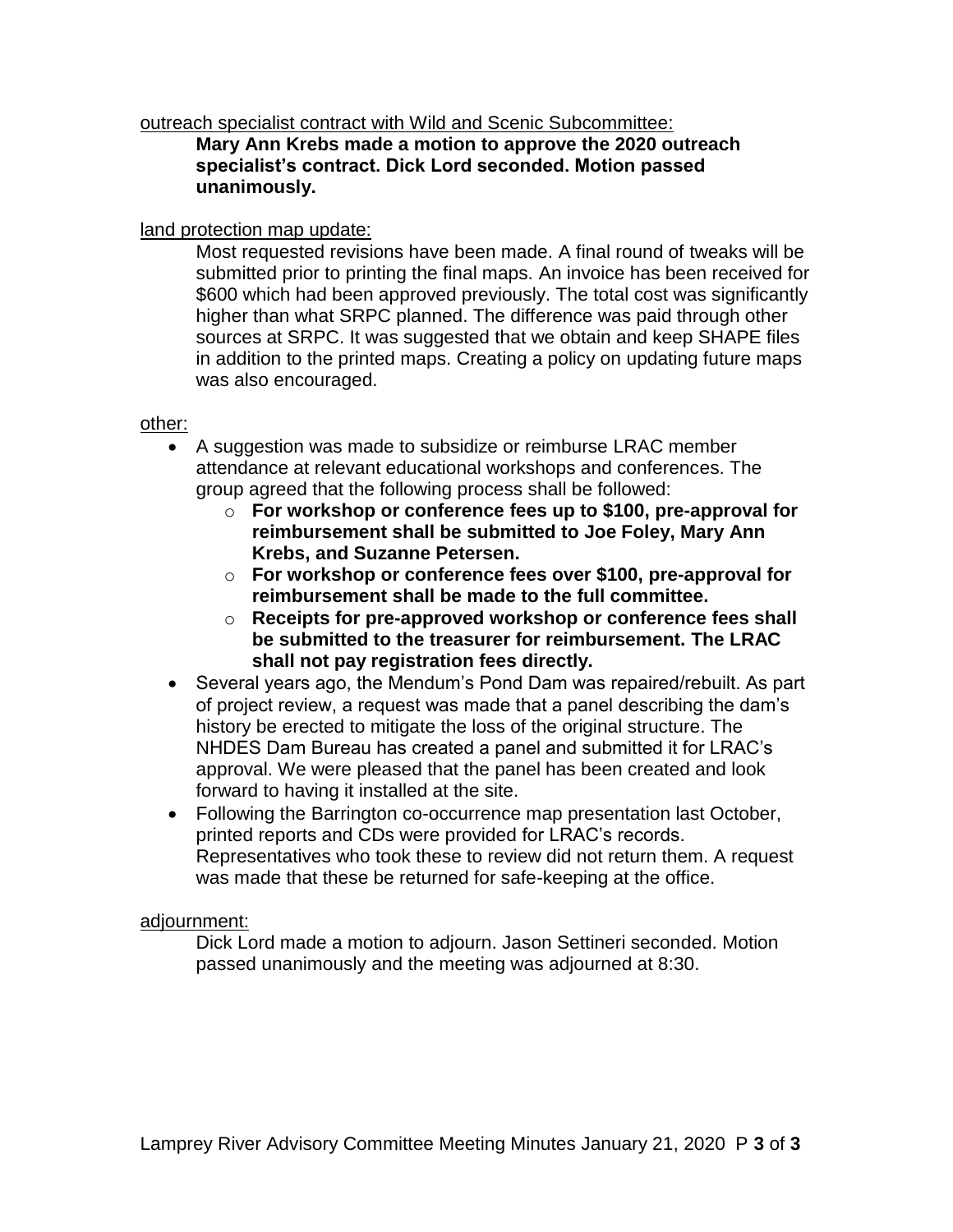<u>outreach specialist contract with Wild and Scenic Subcommittee:</u>

**Mary Ann Krebs made a motion to approve the 2020 outreach specialist's contract. Dick Lord seconded. Motion passed unanimously.**

<u>land protection map update:</u>

Most requested revisions have been made. A final round of tweaks will be submitted prior to printing the final maps. An invoice has been received for \$600 which had been approved previously. The total cost was significantly higher than what SRPC planned. The difference was paid through other sources at SRPC. It was suggested that we obtain and keep SHAPE files in addition to the printed maps. Creating a policy on updating future maps was also encouraged.

<u>other:</u>

- A suggestion was made to subsidize or reimburse LRAC member attendance at relevant educational workshops and conferences. The group agreed that the following process shall be followed:
    - **For workshop or conference fees up to \$100, pre-approval for reimbursement shall be submitted to Joe Foley, Mary Ann Krebs, and Suzanne Petersen.**
    - **For workshop or conference fees over \$100, pre-approval for reimbursement shall be made to the full committee.**
    - **Receipts for pre-approved workshop or conference fees shall be submitted to the treasurer for reimbursement. The LRAC shall not pay registration fees directly.**
- Several years ago, the Mendum's Pond Dam was repaired/rebuilt. As part of project review, a request was made that a panel describing the dam's history be erected to mitigate the loss of the original structure. The NHDES Dam Bureau has created a panel and submitted it for LRAC's approval. We were pleased that the panel has been created and look forward to having it installed at the site.
- Following the Barrington co-occurrence map presentation last October, printed reports and CDs were provided for LRAC's records. Representatives who took these to review did not return them. A request was made that these be returned for safe-keeping at the office.

<u>adjournment:</u>

Dick Lord made a motion to adjourn. Jason Settineri seconded. Motion passed unanimously and the meeting was adjourned at 8:30.